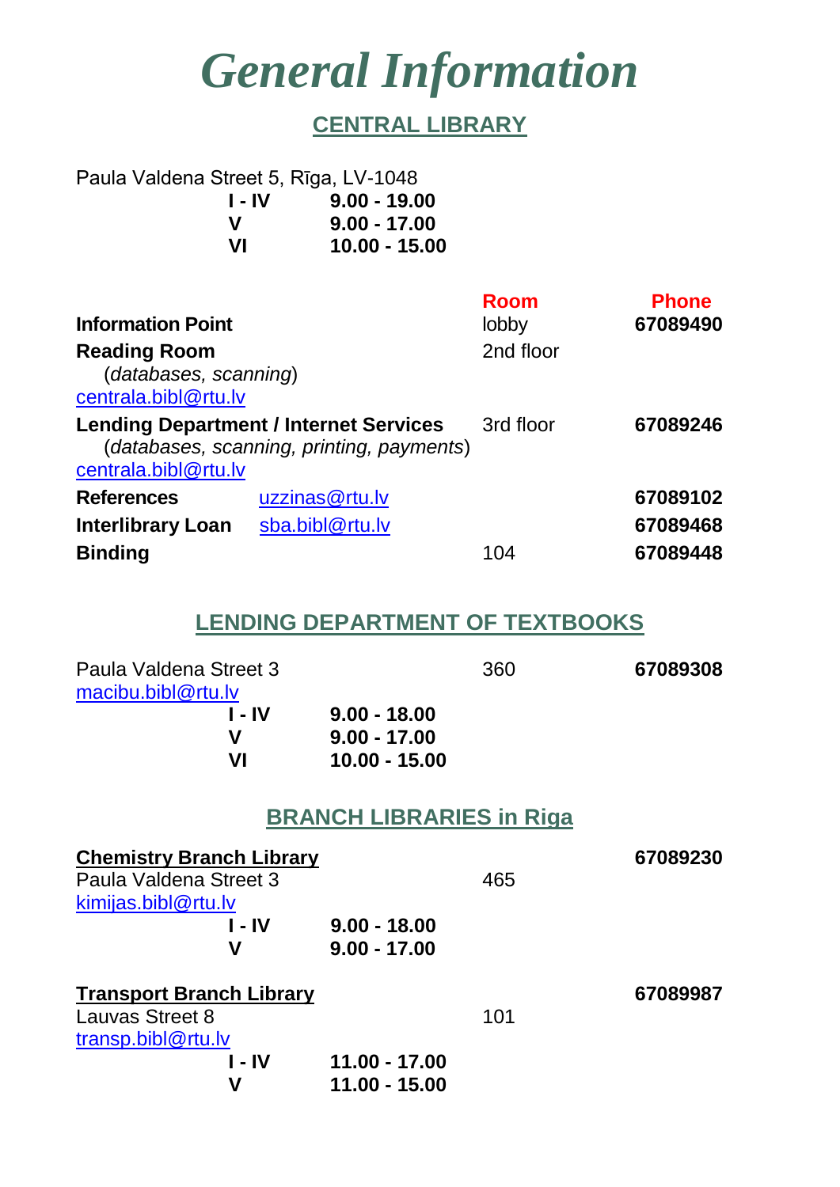# General Information

## CENTRAL LIBRARY

Paula Valdena Street 5, Rīga, LV-1048

| | |
|---|---|
| **I - IV** | **9.00 - 19.00** |
| **V** | **9.00 - 17.00** |
| **VI** | **10.00 - 15.00** |

| | | Room | Phone |
|---|---|---|---|
| **Information Point** | | lobby | **67089490** |
| **Reading Room** (*databases, scanning*) | centrala.bibl@rtu.lv | 2nd floor | |
| **Lending Department / Internet Services** (*databases, scanning, printing, payments*) | centrala.bibl@rtu.lv | 3rd floor | **67089246** |
| **References** | uzzinas@rtu.lv | | **67089102** |
| **Interlibrary Loan** | sba.bibl@rtu.lv | | **67089468** |
| **Binding** | | 104 | **67089448** |

## LENDING DEPARTMENT OF TEXTBOOKS

| | | Room | Phone |
|---|---|---|---|
| Paula Valdena Street 3 | macibu.bibl@rtu.lv | 360 | **67089308** |

| | |
|---|---|
| **I - IV** | **9.00 - 18.00** |
| **V** | **9.00 - 17.00** |
| **VI** | **10.00 - 15.00** |

## BRANCH LIBRARIES in Riga

**Chemistry Branch Library** — **67089230**

Paula Valdena Street 3 — 465

kimijas.bibl@rtu.lv

| | |
|---|---|
| **I - IV** | **9.00 - 18.00** |
| **V** | **9.00 - 17.00** |

**Transport Branch Library** — **67089987**

Lauvas Street 8 — 101

transp.bibl@rtu.lv

| | |
|---|---|
| **I - IV** | **11.00 - 17.00** |
| **V** | **11.00 - 15.00** |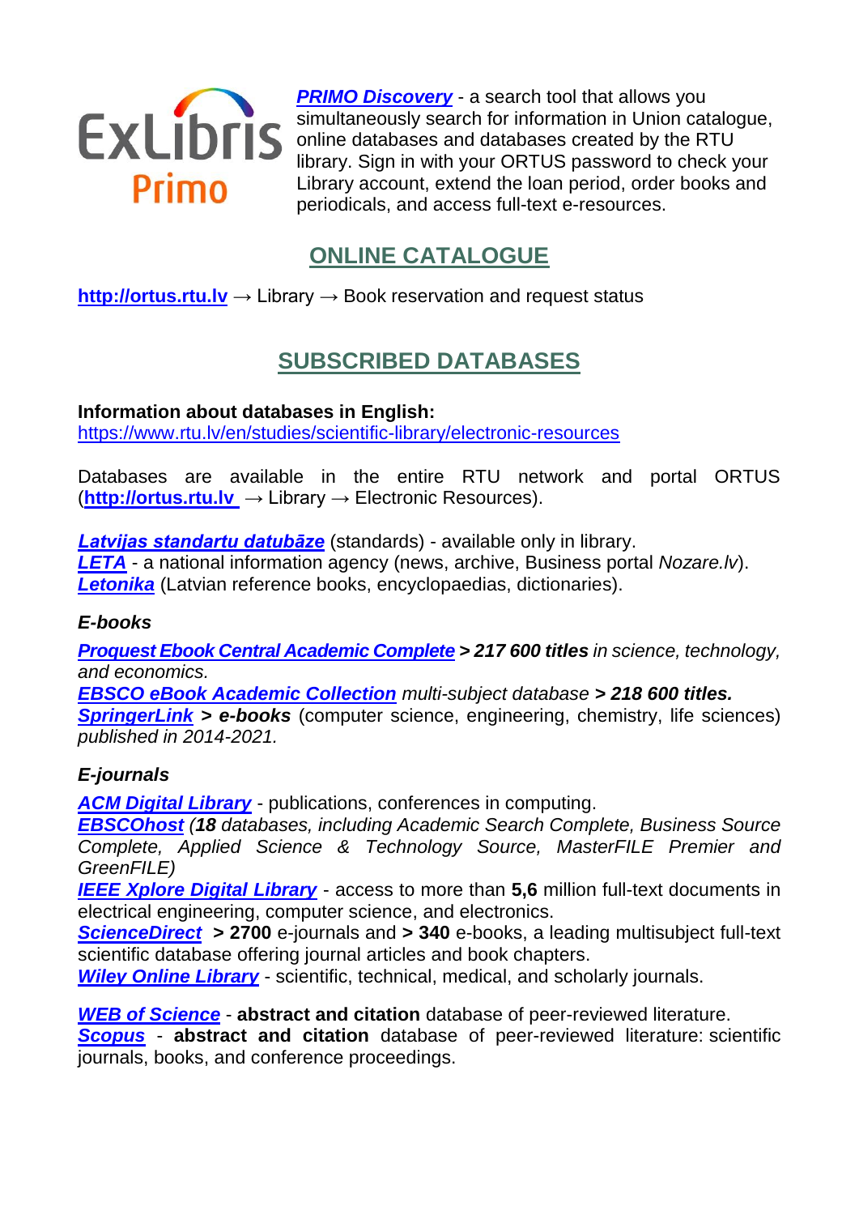ExLibris Primo

***PRIMO Discovery*** - a search tool that allows you simultaneously search for information in Union catalogue, online databases and databases created by the RTU library. Sign in with your ORTUS password to check your Library account, extend the loan period, order books and periodicals, and access full-text e-resources.

## ONLINE CATALOGUE

**http://ortus.rtu.lv** → Library → Book reservation and request status

## SUBSCRIBED DATABASES

**Information about databases in English:**
https://www.rtu.lv/en/studies/scientific-library/electronic-resources

Databases are available in the entire RTU network and portal ORTUS (**http://ortus.rtu.lv** → Library → Electronic Resources).

***Latvijas standartu datubāze*** (standards) - available only in library.
***LETA*** - a national information agency (news, archive, Business portal *Nozare.lv*).
***Letonika*** (Latvian reference books, encyclopaedias, dictionaries).

### *E-books*

***Proquest Ebook Central Academic Complete*** ***> 217 600 titles*** *in science, technology, and economics.*
***EBSCO eBook Academic Collection*** *multi-subject database* ***> 218 600 titles.***
***SpringerLink*** ***> e-books*** (computer science, engineering, chemistry, life sciences) *published in 2014-2021.*

### *E-journals*

***ACM Digital Library*** - publications, conferences in computing.
***EBSCOhost*** *(**18** databases, including Academic Search Complete, Business Source Complete, Applied Science & Technology Source, MasterFILE Premier and GreenFILE)*
***IEEE Xplore Digital Library*** - access to more than **5,6** million full-text documents in electrical engineering, computer science, and electronics.
***ScienceDirect*** **> 2700** e-journals and **> 340** e-books, a leading multisubject full-text scientific database offering journal articles and book chapters.
***Wiley Online Library*** - scientific, technical, medical, and scholarly journals.

***WEB of Science*** - **abstract and citation** database of peer-reviewed literature.
***Scopus*** - **abstract and citation** database of peer-reviewed literature: scientific journals, books, and conference proceedings.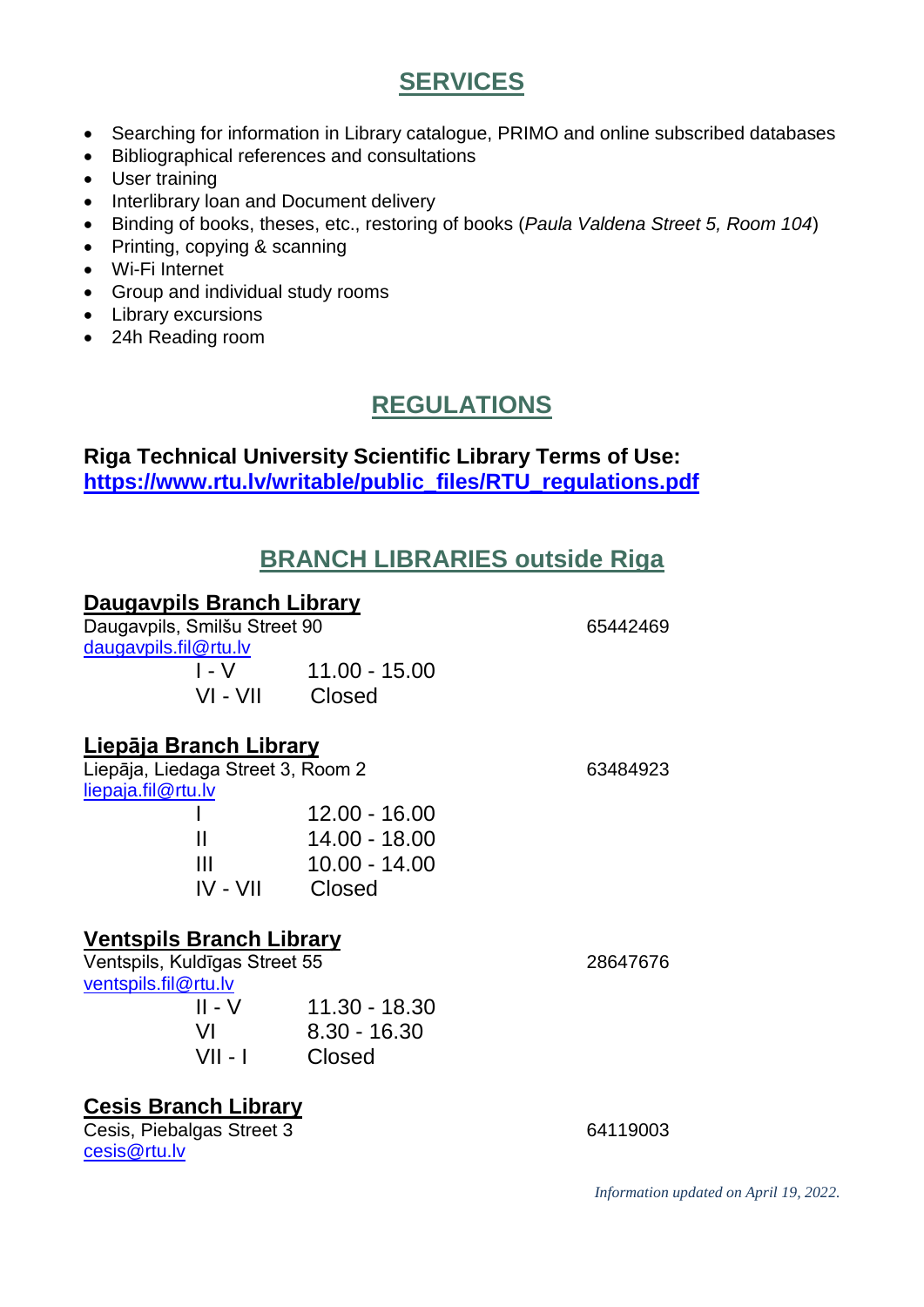## SERVICES

- Searching for information in Library catalogue, PRIMO and online subscribed databases
- Bibliographical references and consultations
- User training
- Interlibrary loan and Document delivery
- Binding of books, theses, etc., restoring of books (*Paula Valdena Street 5, Room 104*)
- Printing, copying & scanning
- Wi-Fi Internet
- Group and individual study rooms
- Library excursions
- 24h Reading room

## REGULATIONS

**Riga Technical University Scientific Library Terms of Use:**
**https://www.rtu.lv/writable/public_files/RTU_regulations.pdf**

## BRANCH LIBRARIES outside Riga

### Daugavpils Branch Library

Daugavpils, Smilšu Street 90 — 65442469
daugavpils.fil@rtu.lv

| | |
|---|---|
| I - V | 11.00 - 15.00 |
| VI - VII | Closed |

### Liepāja Branch Library

Liepāja, Liedaga Street 3, Room 2 — 63484923
liepaja.fil@rtu.lv

| | |
|---|---|
| I | 12.00 - 16.00 |
| II | 14.00 - 18.00 |
| III | 10.00 - 14.00 |
| IV - VII | Closed |

### Ventspils Branch Library

Ventspils, Kuldīgas Street 55 — 28647676
ventspils.fil@rtu.lv

| | |
|---|---|
| II - V | 11.30 - 18.30 |
| VI | 8.30 - 16.30 |
| VII - I | Closed |

### Cesis Branch Library

Cesis, Piebalgas Street 3 — 64119003
cesis@rtu.lv

*Information updated on April 19, 2022.*